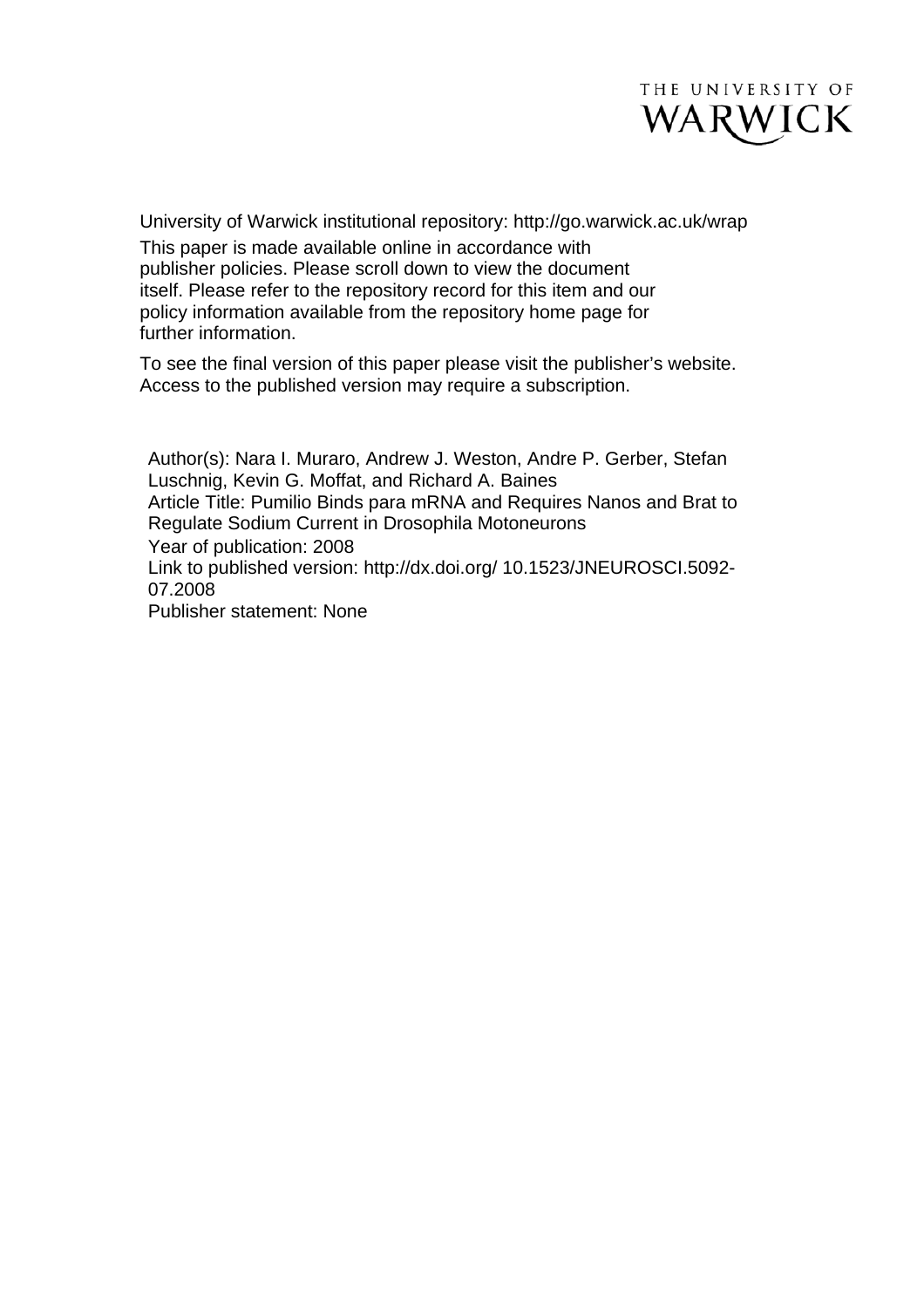THE UNIVERSITY OF WARWICK

University of Warwick institutional repository: http://go.warwick.ac.uk/wrap

This paper is made available online in accordance with publisher policies. Please scroll down to view the document itself. Please refer to the repository record for this item and our policy information available from the repository home page for further information.

To see the final version of this paper please visit the publisher's website. Access to the published version may require a subscription.

Author(s): Nara I. Muraro, Andrew J. Weston, Andre P. Gerber, Stefan Luschnig, Kevin G. Moffat, and Richard A. Baines

Article Title: Pumilio Binds para mRNA and Requires Nanos and Brat to Regulate Sodium Current in Drosophila Motoneurons

Year of publication: 2008

Link to published version: http://dx.doi.org/ 10.1523/JNEUROSCI.5092-07.2008

Publisher statement: None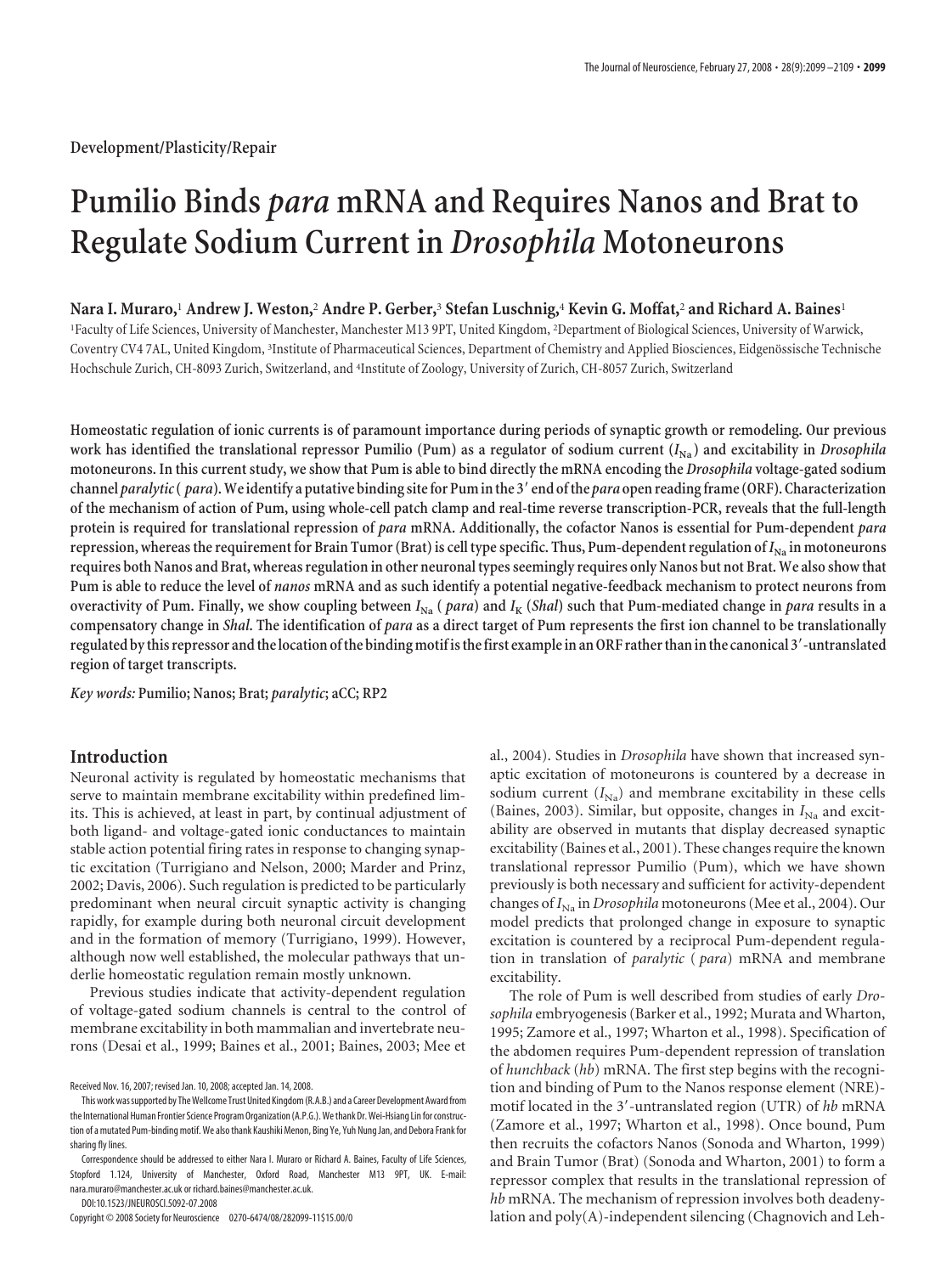Development/Plasticity/Repair

# Pumilio Binds *para* mRNA and Requires Nanos and Brat to Regulate Sodium Current in *Drosophila* Motoneurons

**Nara I. Muraro,[1] Andrew J. Weston,[2] Andre P. Gerber,[3] Stefan Luschnig,[4] Kevin G. Moffat,[2] and Richard A. Baines[1]**

[1]Faculty of Life Sciences, University of Manchester, Manchester M13 9PT, United Kingdom, [2]Department of Biological Sciences, University of Warwick, Coventry CV4 7AL, United Kingdom, [3]Institute of Pharmaceutical Sciences, Department of Chemistry and Applied Biosciences, Eidgenössische Technische Hochschule Zurich, CH-8093 Zurich, Switzerland, and [4]Institute of Zoology, University of Zurich, CH-8057 Zurich, Switzerland

**Homeostatic regulation of ionic currents is of paramount importance during periods of synaptic growth or remodeling. Our previous work has identified the translational repressor Pumilio (Pum) as a regulator of sodium current ($I_{Na}$) and excitability in *Drosophila* motoneurons. In this current study, we show that Pum is able to bind directly the mRNA encoding the *Drosophila* voltage-gated sodium channel *paralytic* (*para*). We identify a putative binding site for Pum in the 3′ end of the *para* open reading frame (ORF). Characterization of the mechanism of action of Pum, using whole-cell patch clamp and real-time reverse transcription-PCR, reveals that the full-length protein is required for translational repression of *para* mRNA. Additionally, the cofactor Nanos is essential for Pum-dependent *para* repression, whereas the requirement for Brain Tumor (Brat) is cell type specific. Thus, Pum-dependent regulation of $I_{Na}$ in motoneurons requires both Nanos and Brat, whereas regulation in other neuronal types seemingly requires only Nanos but not Brat. We also show that Pum is able to reduce the level of *nanos* mRNA and as such identify a potential negative-feedback mechanism to protect neurons from overactivity of Pum. Finally, we show coupling between $I_{Na}$ (*para*) and $I_K$ (*Shal*) such that Pum-mediated change in *para* results in a compensatory change in *Shal*. The identification of *para* as a direct target of Pum represents the first ion channel to be translationally regulated by this repressor and the location of the binding motif is the first example in an ORF rather than in the canonical 3′-untranslated region of target transcripts.**

*Key words:* **Pumilio; Nanos; Brat; *paralytic*; aCC; RP2**

## Introduction

Neuronal activity is regulated by homeostatic mechanisms that serve to maintain membrane excitability within predefined limits. This is achieved, at least in part, by continual adjustment of both ligand- and voltage-gated ionic conductances to maintain stable action potential firing rates in response to changing synaptic excitation (Turrigiano and Nelson, 2000; Marder and Prinz, 2002; Davis, 2006). Such regulation is predicted to be particularly predominant when neural circuit synaptic activity is changing rapidly, for example during both neuronal circuit development and in the formation of memory (Turrigiano, 1999). However, although now well established, the molecular pathways that underlie homeostatic regulation remain mostly unknown.

Previous studies indicate that activity-dependent regulation of voltage-gated sodium channels is central to the control of membrane excitability in both mammalian and invertebrate neurons (Desai et al., 1999; Baines et al., 2001; Baines, 2003; Mee et al., 2004). Studies in *Drosophila* have shown that increased synaptic excitation of motoneurons is countered by a decrease in sodium current ($I_{Na}$) and membrane excitability in these cells (Baines, 2003). Similar, but opposite, changes in $I_{Na}$ and excitability are observed in mutants that display decreased synaptic excitability (Baines et al., 2001). These changes require the known translational repressor Pumilio (Pum), which we have shown previously is both necessary and sufficient for activity-dependent changes of $I_{Na}$ in *Drosophila* motoneurons (Mee et al., 2004). Our model predicts that prolonged change in exposure to synaptic excitation is countered by a reciprocal Pum-dependent regulation in translation of *paralytic* (*para*) mRNA and membrane excitability.

The role of Pum is well described from studies of early *Drosophila* embryogenesis (Barker et al., 1992; Murata and Wharton, 1995; Zamore et al., 1997; Wharton et al., 1998). Specification of the abdomen requires Pum-dependent repression of translation of *hunchback* (*hb*) mRNA. The first step begins with the recognition and binding of Pum to the Nanos response element (NRE)-motif located in the 3′-untranslated region (UTR) of *hb* mRNA (Zamore et al., 1997; Wharton et al., 1998). Once bound, Pum then recruits the cofactors Nanos (Sonoda and Wharton, 1999) and Brain Tumor (Brat) (Sonoda and Wharton, 2001) to form a repressor complex that results in the translational repression of *hb* mRNA. The mechanism of repression involves both deadenylation and poly(A)-independent silencing (Chagnovich and Leh-

Received Nov. 16, 2007; revised Jan. 10, 2008; accepted Jan. 14, 2008.

This work was supported by The Wellcome Trust United Kingdom (R.A.B.) and a Career Development Award from the International Human Frontier Science Program Organization (A.P.G.). We thank Dr. Wei-Hsiang Lin for construction of a mutated Pum-binding motif. We also thank Kaushiki Menon, Bing Ye, Yuh Nung Jan, and Debora Frank for sharing fly lines.

Correspondence should be addressed to either Nara I. Muraro or Richard A. Baines, Faculty of Life Sciences, Stopford 1.124, University of Manchester, Oxford Road, Manchester M13 9PT, UK. E-mail: nara.muraro@manchester.ac.uk or richard.baines@manchester.ac.uk.

DOI:10.1523/JNEUROSCI.5092-07.2008

Copyright © 2008 Society for Neuroscience 0270-6474/08/282099-11$15.00/0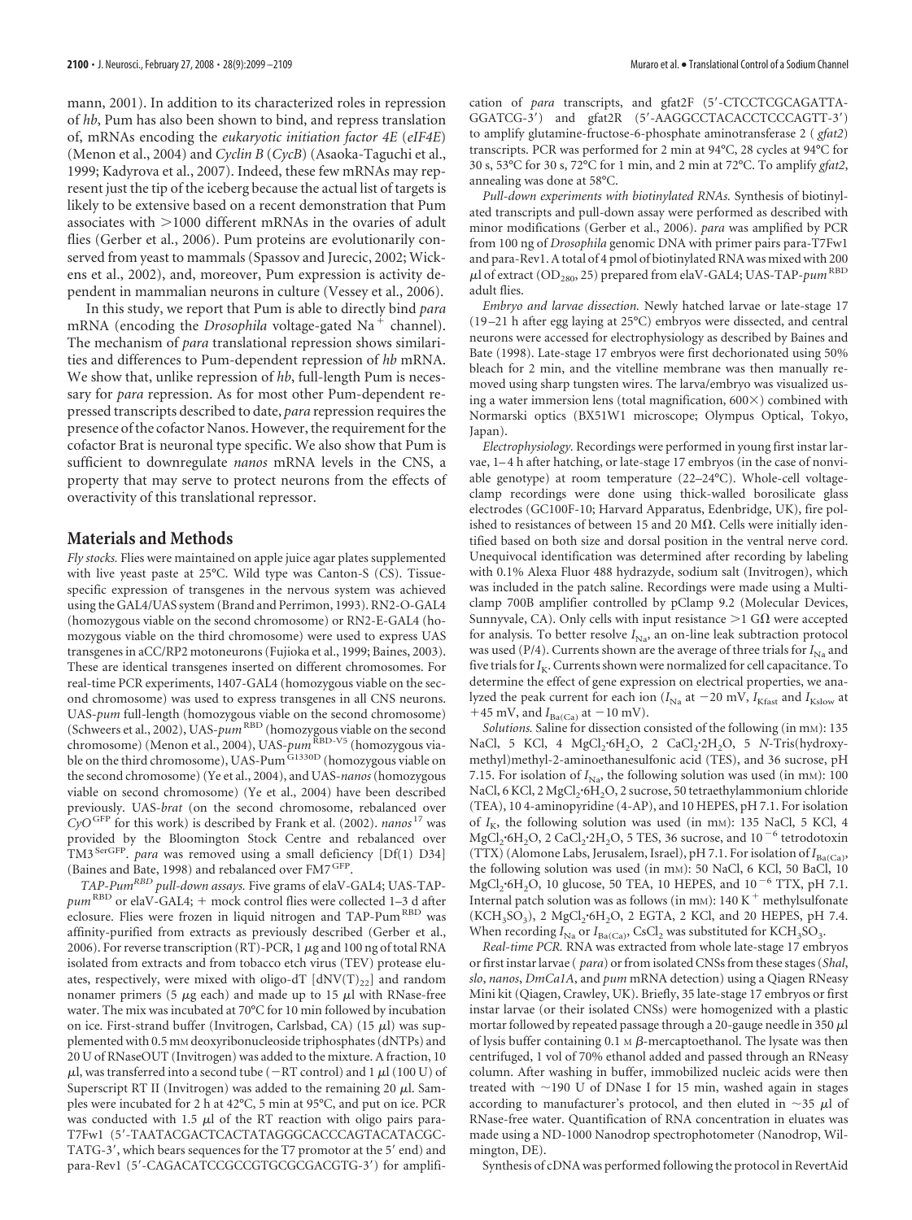mann, 2001). In addition to its characterized roles in repression of *hb*, Pum has also been shown to bind, and repress translation of, mRNAs encoding the *eukaryotic initiation factor 4E* (*eIF4E*) (Menon et al., 2004) and *Cyclin B* (*CycB*) (Asaoka-Taguchi et al., 1999; Kadyrova et al., 2007). Indeed, these few mRNAs may represent just the tip of the iceberg because the actual list of targets is likely to be extensive based on a recent demonstration that Pum associates with >1000 different mRNAs in the ovaries of adult flies (Gerber et al., 2006). Pum proteins are evolutionarily conserved from yeast to mammals (Spassov and Jurecic, 2002; Wickens et al., 2002), and, moreover, Pum expression is activity dependent in mammalian neurons in culture (Vessey et al., 2006).

In this study, we report that Pum is able to directly bind *para* mRNA (encoding the *Drosophila* voltage-gated $Na^+$ channel). The mechanism of *para* translational repression shows similarities and differences to Pum-dependent repression of *hb* mRNA. We show that, unlike repression of *hb*, full-length Pum is necessary for *para* repression. As for most other Pum-dependent repressed transcripts described to date, *para* repression requires the presence of the cofactor Nanos. However, the requirement for the cofactor Brat is neuronal type specific. We also show that Pum is sufficient to downregulate *nanos* mRNA levels in the CNS, a property that may serve to protect neurons from the effects of overactivity of this translational repressor.

## Materials and Methods

*Fly stocks.* Flies were maintained on apple juice agar plates supplemented with live yeast paste at 25°C. Wild type was Canton-S (CS). Tissue-specific expression of transgenes in the nervous system was achieved using the GAL4/UAS system (Brand and Perrimon, 1993). RN2-O-GAL4 (homozygous viable on the second chromosome) or RN2-E-GAL4 (homozygous viable on the third chromosome) were used to express UAS transgenes in aCC/RP2 motoneurons (Fujioka et al., 1999; Baines, 2003). These are identical transgenes inserted on different chromosomes. For real-time PCR experiments, 1407-GAL4 (homozygous viable on the second chromosome) was used to express transgenes in all CNS neurons. UAS-*pum* full-length (homozygous viable on the second chromosome) (Schweers et al., 2002), UAS-*pum*$^{RBD}$ (homozygous viable on the second chromosome) (Menon et al., 2004), UAS-*pum*$^{RBD\text{-}V5}$ (homozygous viable on the third chromosome), UAS-Pum$^{G1330D}$ (homozygous viable on the second chromosome) (Ye et al., 2004), and UAS-*nanos* (homozygous viable on second chromosome) (Ye et al., 2004) have been described previously. UAS-*brat* (on the second chromosome, rebalanced over *CyO*$^{GFP}$ for this work) is described by Frank et al. (2002). *nanos*$^{17}$ was provided by the Bloomington Stock Centre and rebalanced over TM3$^{SerGFP}$. *para* was removed using a small deficiency [Df(1) D34] (Baines and Bate, 1998) and rebalanced over FM7$^{GFP}$.

*TAP-Pum$^{RBD}$ pull-down assays.* Five grams of elaV-GAL4; UAS-TAP-*pum*$^{RBD}$ or elaV-GAL4; + mock control flies were collected 1–3 d after eclosure. Flies were frozen in liquid nitrogen and TAP-Pum$^{RBD}$ was affinity-purified from extracts as previously described (Gerber et al., 2006). For reverse transcription (RT)-PCR, 1 μg and 100 ng of total RNA isolated from extracts and from tobacco etch virus (TEV) protease eluates, respectively, were mixed with oligo-dT [dNV(T)$_{22}$] and random nonamer primers (5 μg each) and made up to 15 μl with RNase-free water. The mix was incubated at 70°C for 10 min followed by incubation on ice. First-strand buffer (Invitrogen, Carlsbad, CA) (15 μl) was supplemented with 0.5 mM deoxyribonucleoside triphosphates (dNTPs) and 20 U of RNaseOUT (Invitrogen) was added to the mixture. A fraction, 10 μl, was transferred into a second tube (−RT control) and 1 μl (100 U) of Superscript RT II (Invitrogen) was added to the remaining 20 μl. Samples were incubated for 2 h at 42°C, 5 min at 95°C, and put on ice. PCR was conducted with 1.5 μl of the RT reaction with oligo pairs para-T7Fw1 (5′-TAATACGACTCACTATAGGGCACCCAGTACATACGCTATG-3′, which bears sequences for the T7 promotor at the 5′ end) and para-Rev1 (5′-CAGACATCCGCCGTGCGCGACGTG-3′) for amplification of *para* transcripts, and gfat2F (5′-CTCCTCGCAGATTAGGATCG-3′) and gfat2R (5′-AAGGCCTACACCTCCCAGTT-3′) to amplify glutamine-fructose-6-phosphate aminotransferase 2 (*gfat2*) transcripts. PCR was performed for 2 min at 94°C, 28 cycles at 94°C for 30 s, 53°C for 30 s, 72°C for 1 min, and 2 min at 72°C. To amplify *gfat2*, annealing was done at 58°C.

*Pull-down experiments with biotinylated RNAs.* Synthesis of biotinylated transcripts and pull-down assay were performed as described with minor modifications (Gerber et al., 2006). *para* was amplified by PCR from 100 ng of *Drosophila* genomic DNA with primer pairs para-T7Fw1 and para-Rev1. A total of 4 pmol of biotinylated RNA was mixed with 200 μl of extract ($OD_{280}$, 25) prepared from elaV-GAL4; UAS-TAP-*pum*$^{RBD}$ adult flies.

*Embryo and larvae dissection.* Newly hatched larvae or late-stage 17 (19–21 h after egg laying at 25°C) embryos were dissected, and central neurons were accessed for electrophysiology as described by Baines and Bate (1998). Late-stage 17 embryos were first dechorionated using 50% bleach for 2 min, and the vitelline membrane was then manually removed using sharp tungsten wires. The larva/embryo was visualized using a water immersion lens (total magnification, 600×) combined with Normarski optics (BX51W1 microscope; Olympus Optical, Tokyo, Japan).

*Electrophysiology.* Recordings were performed in young first instar larvae, 1–4 h after hatching, or late-stage 17 embryos (in the case of nonviable genotype) at room temperature (22–24°C). Whole-cell voltage-clamp recordings were done using thick-walled borosilicate glass electrodes (GC100F-10; Harvard Apparatus, Edenbridge, UK), fire polished to resistances of between 15 and 20 MΩ. Cells were initially identified based on both size and dorsal position in the ventral nerve cord. Unequivocal identification was determined after recording by labeling with 0.1% Alexa Fluor 488 hydrazyde, sodium salt (Invitrogen), which was included in the patch saline. Recordings were made using a Multiclamp 700B amplifier controlled by pClamp 9.2 (Molecular Devices, Sunnyvale, CA). Only cells with input resistance >1 GΩ were accepted for analysis. To better resolve $I_{Na}$, an on-line leak subtraction protocol was used (P/4). Currents shown are the average of three trials for $I_{Na}$ and five trials for $I_K$. Currents shown were normalized for cell capacitance. To determine the effect of gene expression on electrical properties, we analyzed the peak current for each ion ($I_{Na}$ at −20 mV, $I_{Kfast}$ and $I_{Kslow}$ at +45 mV, and $I_{Ba(Ca)}$ at −10 mV).

*Solutions.* Saline for dissection consisted of the following (in mM): 135 NaCl, 5 KCl, 4 $MgCl_2 \cdot 6H_2O$, 2 $CaCl_2 \cdot 2H_2O$, 5 *N*-Tris(hydroxymethyl)methyl-2-aminoethanesulfonic acid (TES), and 36 sucrose, pH 7.15. For isolation of $I_{Na}$, the following solution was used (in mM): 100 NaCl, 6 KCl, 2 $MgCl_2 \cdot 6H_2O$, 2 sucrose, 50 tetraethylammonium chloride (TEA), 10 4-aminopyridine (4-AP), and 10 HEPES, pH 7.1. For isolation of $I_K$, the following solution was used (in mM): 135 NaCl, 5 KCl, 4 $MgCl_2 \cdot 6H_2O$, 2 $CaCl_2 \cdot 2H_2O$, 5 TES, 36 sucrose, and $10^{-6}$ tetrodotoxin (TTX) (Alomone Labs, Jerusalem, Israel), pH 7.1. For isolation of $I_{Ba(Ca)}$, the following solution was used (in mM): 50 NaCl, 6 KCl, 50 BaCl, 10 $MgCl_2 \cdot 6H_2O$, 10 glucose, 50 TEA, 10 HEPES, and $10^{-6}$ TTX, pH 7.1. Internal patch solution was as follows (in mM): 140 $K^+$ methylsulfonate ($KCH_3SO_3$), 2 $MgCl_2 \cdot 6H_2O$, 2 EGTA, 2 KCl, and 20 HEPES, pH 7.4. When recording $I_{Na}$ or $I_{Ba(Ca)}$, $CsCl_2$ was substituted for $KCH_3SO_3$.

*Real-time PCR.* RNA was extracted from whole late-stage 17 embryos or first instar larvae (*para*) or from isolated CNSs from these stages (*Shal*, *slo*, *nanos*, *DmCa1A*, and *pum* mRNA detection) using a Qiagen RNeasy Mini kit (Qiagen, Crawley, UK). Briefly, 35 late-stage 17 embryos or first instar larvae (or their isolated CNSs) were homogenized with a plastic mortar followed by repeated passage through a 20-gauge needle in 350 μl of lysis buffer containing 0.1 M β-mercaptoethanol. The lysate was then centrifuged, 1 vol of 70% ethanol added and passed through an RNeasy column. After washing in buffer, immobilized nucleic acids were then treated with ~190 U of DNase I for 15 min, washed again in stages according to manufacturer's protocol, and then eluted in ~35 μl of RNase-free water. Quantification of RNA concentration in eluates was made using a ND-1000 Nanodrop spectrophotometer (Nanodrop, Wilmington, DE).

Synthesis of cDNA was performed following the protocol in RevertAid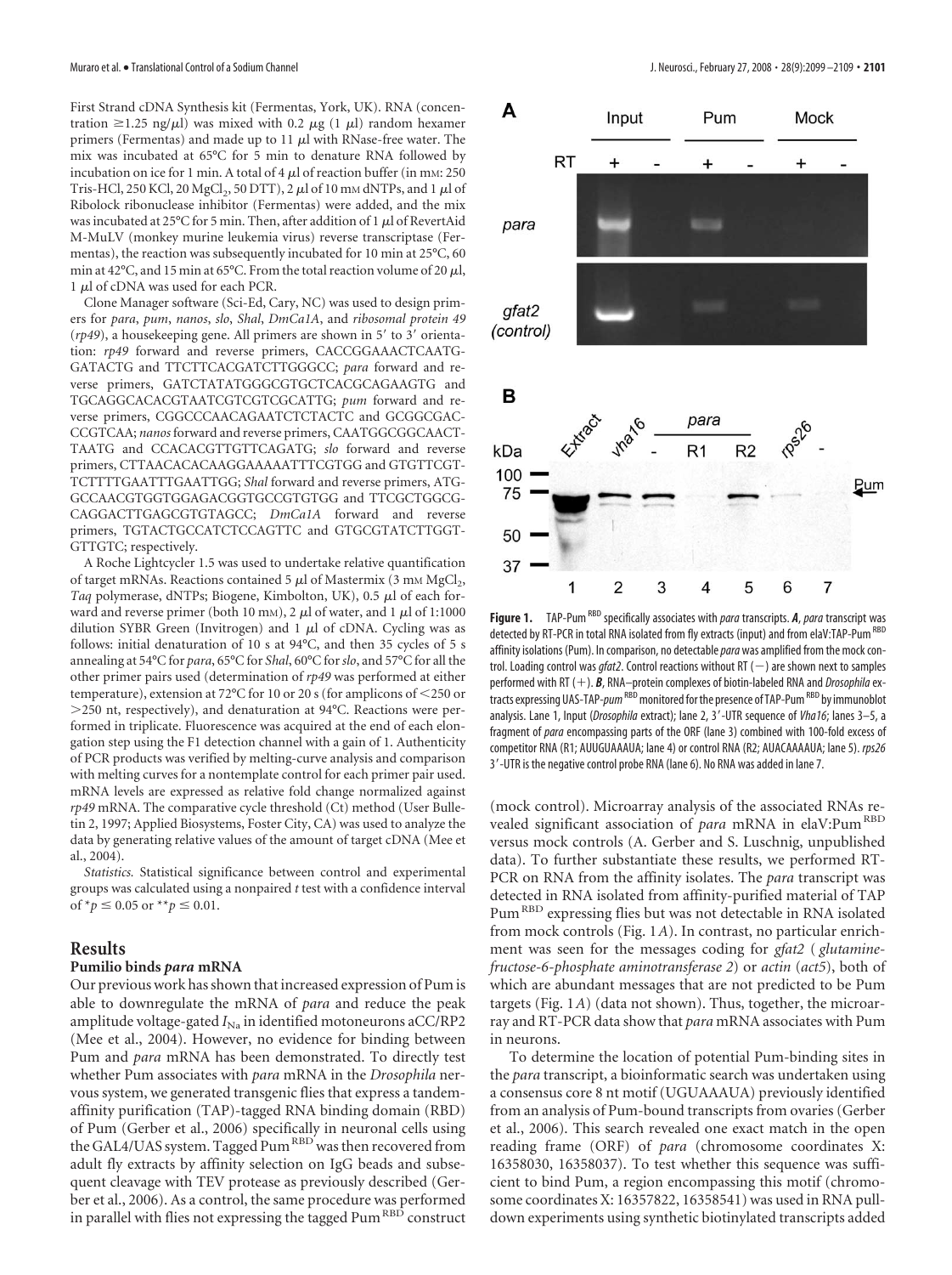First Strand cDNA Synthesis kit (Fermentas, York, UK). RNA (concentration ≥1.25 ng/μl) was mixed with 0.2 μg (1 μl) random hexamer primers (Fermentas) and made up to 11 μl with RNase-free water. The mix was incubated at 65°C for 5 min to denature RNA followed by incubation on ice for 1 min. A total of 4 μl of reaction buffer (in mM: 250 Tris-HCl, 250 KCl, 20 $MgCl_2$, 50 DTT), 2 μl of 10 mM dNTPs, and 1 μl of Ribolock ribonuclease inhibitor (Fermentas) were added, and the mix was incubated at 25°C for 5 min. Then, after addition of 1 μl of RevertAid M-MuLV (monkey murine leukemia virus) reverse transcriptase (Fermentas), the reaction was subsequently incubated for 10 min at 25°C, 60 min at 42°C, and 15 min at 65°C. From the total reaction volume of 20 μl, 1 μl of cDNA was used for each PCR.

Clone Manager software (Sci-Ed, Cary, NC) was used to design primers for *para*, *pum*, *nanos*, *slo*, *Shal*, *DmCa1A*, and *ribosomal protein 49* (*rp49*), a housekeeping gene. All primers are shown in 5′ to 3′ orientation: *rp49* forward and reverse primers, CACCGGAAACTCAATGGATACTG and TTCTTCACGATCTTGGGCC; *para* forward and reverse primers, GATCTATATGGGCGTGCTCACGCAGAAGTG and TGCAGGCACACGTAATCGTCGTCGCATTG; *pum* forward and reverse primers, CGGCCCAACAGAATCTCTACTC and GCGGCGACCCGTCAA; *nanos* forward and reverse primers, CAATGGCGGCAACTTAATG and CCACACGTTGTTCAGATG; *slo* forward and reverse primers, CTTAACACACAAGGAAAAATTTCGTGG and GTGTTCGTTCTTTTGAATTTGAATTGG; *Shal* forward and reverse primers, ATGGCCAACGTGGTGGAGACGGTGCCGTGTGG and TTCGCTGGCGCAGGACTTGAGCGTGTAGCC; *DmCa1A* forward and reverse primers, TGTACTGCCATCTCCAGTTC and GTGCGTATCTTGGTGTTGTC; respectively.

A Roche Lightcycler 1.5 was used to undertake relative quantification of target mRNAs. Reactions contained 5 μl of Mastermix (3 mM $MgCl_2$, *Taq* polymerase, dNTPs; Biogene, Kimbolton, UK), 0.5 μl of each forward and reverse primer (both 10 mM), 2 μl of water, and 1 μl of 1:1000 dilution SYBR Green (Invitrogen) and 1 μl of cDNA. Cycling was as follows: initial denaturation of 10 s at 94°C, and then 35 cycles of 5 s annealing at 54°C for *para*, 65°C for *Shal*, 60°C for *slo*, and 57°C for all the other primer pairs used (determination of *rp49* was performed at either temperature), extension at 72°C for 10 or 20 s (for amplicons of <250 or >250 nt, respectively), and denaturation at 94°C. Reactions were performed in triplicate. Fluorescence was acquired at the end of each elongation step using the F1 detection channel with a gain of 1. Authenticity of PCR products was verified by melting-curve analysis and comparison with melting curves for a nontemplate control for each primer pair used. mRNA levels are expressed as relative fold change normalized against *rp49* mRNA. The comparative cycle threshold (Ct) method (User Bulletin 2, 1997; Applied Biosystems, Foster City, CA) was used to analyze the data by generating relative values of the amount of target cDNA (Mee et al., 2004).

*Statistics.* Statistical significance between control and experimental groups was calculated using a nonpaired *t* test with a confidence interval of $^*p \leq 0.05$ or $^{**}p \leq 0.01$.

## Results

### Pumilio binds *para* mRNA

Our previous work has shown that increased expression of Pum is able to downregulate the mRNA of *para* and reduce the peak amplitude voltage-gated $I_{Na}$ in identified motoneurons aCC/RP2 (Mee et al., 2004). However, no evidence for binding between Pum and *para* mRNA has been demonstrated. To directly test whether Pum associates with *para* mRNA in the *Drosophila* nervous system, we generated transgenic flies that express a tandem-affinity purification (TAP)-tagged RNA binding domain (RBD) of Pum (Gerber et al., 2006) specifically in neuronal cells using the GAL4/UAS system. Tagged $Pum^{RBD}$ was then recovered from adult fly extracts by affinity selection on IgG beads and subsequent cleavage with TEV protease as previously described (Gerber et al., 2006). As a control, the same procedure was performed in parallel with flies not expressing the tagged $Pum^{RBD}$ construct (mock control). Microarray analysis of the associated RNAs revealed significant association of *para* mRNA in elaV:$Pum^{RBD}$ versus mock controls (A. Gerber and S. Luschnig, unpublished data). To further substantiate these results, we performed RT-PCR on RNA from the affinity isolates. The *para* transcript was detected in RNA isolated from affinity-purified material of TAP $Pum^{RBD}$ expressing flies but was not detectable in RNA isolated from mock controls (Fig. 1*A*). In contrast, no particular enrichment was seen for the messages coding for *gfat2* (*glutamine-fructose-6-phosphate aminotransferase 2*) or *actin* (*act5*), both of which are abundant messages that are not predicted to be Pum targets (Fig. 1*A*) (data not shown). Thus, together, the microarray and RT-PCR data show that *para* mRNA associates with Pum in neurons.

To determine the location of potential Pum-binding sites in the *para* transcript, a bioinformatic search was undertaken using a consensus core 8 nt motif (UGUAAAUA) previously identified from an analysis of Pum-bound transcripts from ovaries (Gerber et al., 2006). This search revealed one exact match in the open reading frame (ORF) of *para* (chromosome coordinates X: 16358030, 16358037). To test whether this sequence was sufficient to bind Pum, a region encompassing this motif (chromosome coordinates X: 16357822, 16358541) was used in RNA pull-down experiments using synthetic biotinylated transcripts added

**Figure 1.** TAP-$Pum^{RBD}$ specifically associates with *para* transcripts. ***A***, *para* transcript was detected by RT-PCR in total RNA isolated from fly extracts (input) and from elaV:TAP-$Pum^{RBD}$ affinity isolations (Pum). In comparison, no detectable *para* was amplified from the mock control. Loading control was *gfat2*. Control reactions without RT (−) are shown next to samples performed with RT (+). ***B***, RNA–protein complexes of biotin-labeled RNA and *Drosophila* extracts expressing UAS-TAP-$pum^{RBD}$ monitored for the presence of TAP-$Pum^{RBD}$ by immunoblot analysis. Lane 1, Input (*Drosophila* extract); lane 2, 3′-UTR sequence of *Vha16*; lanes 3–5, a fragment of *para* encompassing parts of the ORF (lane 3) combined with 100-fold excess of competitor RNA (R1; AUUGUAAAUA; lane 4) or control RNA (R2; AUACAAAAUA; lane 5). *rps26* 3′-UTR is the negative control probe RNA (lane 6). No RNA was added in lane 7.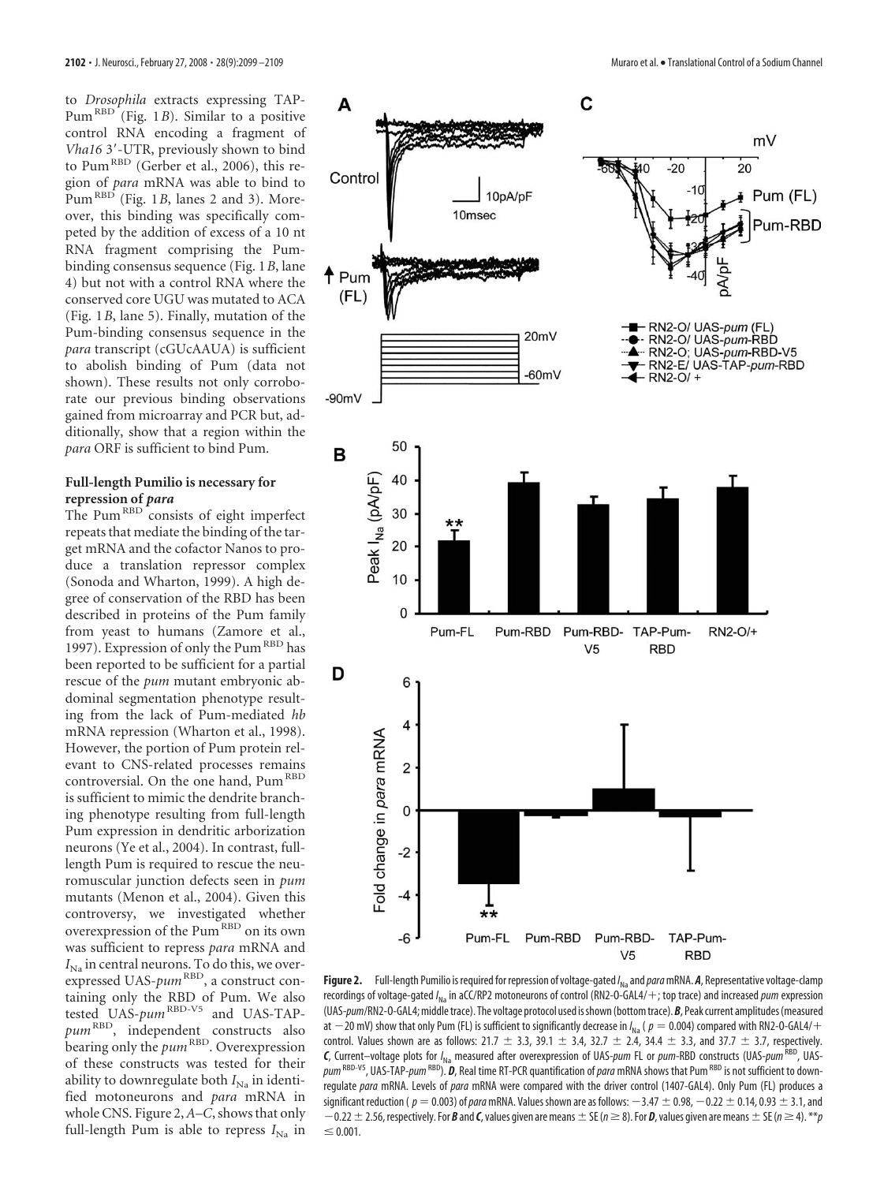to *Drosophila* extracts expressing TAP-Pum[RBD] (Fig. 1*B*). Similar to a positive control RNA encoding a fragment of *Vha16* 3′-UTR, previously shown to bind to Pum[RBD] (Gerber et al., 2006), this region of *para* mRNA was able to bind to Pum[RBD] (Fig. 1*B*, lanes 2 and 3). Moreover, this binding was specifically competed by the addition of excess of a 10 nt RNA fragment comprising the Pum-binding consensus sequence (Fig. 1*B*, lane 4) but not with a control RNA where the conserved core UGU was mutated to ACA (Fig. 1*B*, lane 5). Finally, mutation of the Pum-binding consensus sequence in the *para* transcript (cGUcAAUA) is sufficient to abolish binding of Pum (data not shown). These results not only corroborate our previous binding observations gained from microarray and PCR but, additionally, show that a region within the *para* ORF is sufficient to bind Pum.

### Full-length Pumilio is necessary for repression of *para*

The Pum[RBD] consists of eight imperfect repeats that mediate the binding of the target mRNA and the cofactor Nanos to produce a translation repressor complex (Sonoda and Wharton, 1999). A high degree of conservation of the RBD has been described in proteins of the Pum family from yeast to humans (Zamore et al., 1997). Expression of only the Pum[RBD] has been reported to be sufficient for a partial rescue of the *pum* mutant embryonic abdominal segmentation phenotype resulting from the lack of Pum-mediated *hb* mRNA repression (Wharton et al., 1998). However, the portion of Pum protein relevant to CNS-related processes remains controversial. On the one hand, Pum[RBD] is sufficient to mimic the dendrite branching phenotype resulting from full-length Pum expression in dendritic arborization neurons (Ye et al., 2004). In contrast, full-length Pum is required to rescue the neuromuscular junction defects seen in *pum* mutants (Menon et al., 2004). Given this controversy, we investigated whether overexpression of the Pum[RBD] on its own was sufficient to repress *para* mRNA and $I_{Na}$ in central neurons. To do this, we overexpressed UAS-*pum*[RBD], a construct containing only the RBD of Pum. We also tested UAS-*pum*[RBD-V5] and UAS-TAP-*pum*[RBD], independent constructs also bearing only the *pum*[RBD]. Overexpression of these constructs was tested for their ability to downregulate both $I_{Na}$ in identified motoneurons and *para* mRNA in whole CNS. Figure 2, *A*–*C*, shows that only full-length Pum is able to repress $I_{Na}$ in

**Figure 2.** Full-length Pumilio is required for repression of voltage-gated $I_{Na}$ and *para* mRNA. ***A***, Representative voltage-clamp recordings of voltage-gated $I_{Na}$ in aCC/RP2 motoneurons of control (RN2-O-GAL4/+; top trace) and increased *pum* expression (UAS-*pum*/RN2-O-GAL4; middle trace). The voltage protocol used is shown (bottom trace). ***B***, Peak current amplitudes (measured at −20 mV) show that only Pum (FL) is sufficient to significantly decrease in $I_{Na}$ ($p = 0.004$) compared with RN2-O-GAL4/+ control. Values shown are as follows: 21.7 ± 3.3, 39.1 ± 3.4, 32.7 ± 2.4, 34.4 ± 3.3, and 37.7 ± 3.7, respectively. ***C***, Current–voltage plots for $I_{Na}$ measured after overexpression of UAS-*pum* FL or *pum*-RBD constructs (UAS-*pum*[RBD], UAS-*pum*[RBD-V5], UAS-TAP-*pum*[RBD]). ***D***, Real time RT-PCR quantification of *para* mRNA shows that Pum[RBD] is not sufficient to downregulate *para* mRNA. Levels of *para* mRNA were compared with the driver control (1407-GAL4). Only Pum (FL) produces a significant reduction ($p = 0.003$) of *para* mRNA. Values shown are as follows: −3.47 ± 0.98, −0.22 ± 0.14, 0.93 ± 3.1, and −0.22 ± 2.56, respectively. For ***B*** and ***C***, values given are means ± SE ($n \geq 8$). For ***D***, values given are means ± SE ($n \geq 4$). ** $p \leq 0.001$.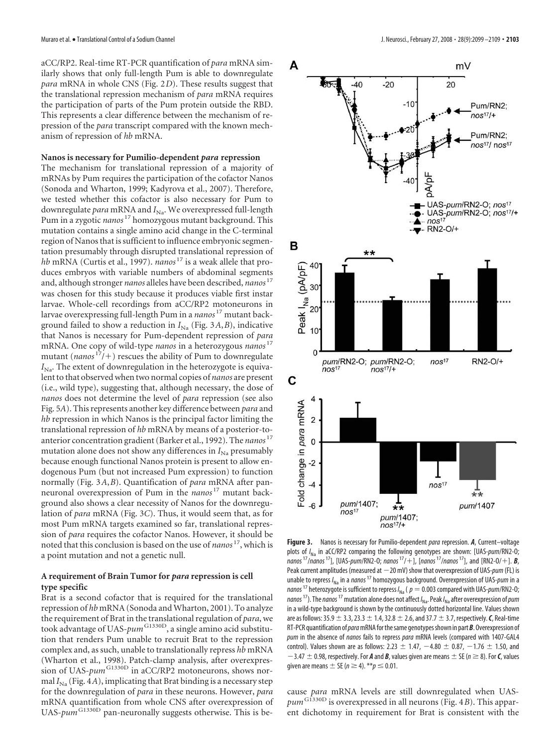aCC/RP2. Real-time RT-PCR quantification of *para* mRNA similarly shows that only full-length Pum is able to downregulate *para* mRNA in whole CNS (Fig. 2*D*). These results suggest that the translational repression mechanism of *para* mRNA requires the participation of parts of the Pum protein outside the RBD. This represents a clear difference between the mechanism of repression of the *para* transcript compared with the known mechanism of repression of *hb* mRNA.

### Nanos is necessary for Pumilio-dependent *para* repression

The mechanism for translational repression of a majority of mRNAs by Pum requires the participation of the cofactor Nanos (Sonoda and Wharton, 1999; Kadyrova et al., 2007). Therefore, we tested whether this cofactor is also necessary for Pum to downregulate *para* mRNA and $I_{Na}$. We overexpressed full-length Pum in a zygotic *nanos*$^{17}$ homozygous mutant background. This mutation contains a single amino acid change in the C-terminal region of Nanos that is sufficient to influence embryonic segmentation presumably through disrupted translational repression of *hb* mRNA (Curtis et al., 1997). *nanos*$^{17}$ is a weak allele that produces embryos with variable numbers of abdominal segments and, although stronger *nanos* alleles have been described, *nanos*$^{17}$ was chosen for this study because it produces viable first instar larvae. Whole-cell recordings from aCC/RP2 motoneurons in larvae overexpressing full-length Pum in a *nanos*$^{17}$ mutant background failed to show a reduction in $I_{Na}$ (Fig. 3*A*,*B*), indicative that Nanos is necessary for Pum-dependent repression of *para* mRNA. One copy of wild-type *nanos* in a heterozygous *nanos*$^{17}$ mutant (*nanos*$^{17}$/+) rescues the ability of Pum to downregulate $I_{Na}$. The extent of downregulation in the heterozygote is equivalent to that observed when two normal copies of *nanos* are present (i.e., wild type), suggesting that, although necessary, the dose of *nanos* does not determine the level of *para* repression (see also Fig. 5*A*). This represents another key difference between *para* and *hb* repression in which Nanos is the principal factor limiting the translational repression of *hb* mRNA by means of a posterior-to-anterior concentration gradient (Barker et al., 1992). The *nanos*$^{17}$ mutation alone does not show any differences in $I_{Na}$ presumably because enough functional Nanos protein is present to allow endogenous Pum (but not increased Pum expression) to function normally (Fig. 3*A*,*B*). Quantification of *para* mRNA after pan-neuronal overexpression of Pum in the *nanos*$^{17}$ mutant background also shows a clear necessity of Nanos for the downregulation of *para* mRNA (Fig. 3*C*). Thus, it would seem that, as for most Pum mRNA targets examined so far, translational repression of *para* requires the cofactor Nanos. However, it should be noted that this conclusion is based on the use of *nanos*$^{17}$, which is a point mutation and not a genetic null.

### A requirement of Brain Tumor for *para* repression is cell type specific

Brat is a second cofactor that is required for the translational repression of *hb* mRNA (Sonoda and Wharton, 2001). To analyze the requirement of Brat in the translational regulation of *para*, we took advantage of UAS-*pum*$^{G1330D}$, a single amino acid substitution that renders Pum unable to recruit Brat to the repression complex and, as such, unable to translationally repress *hb* mRNA (Wharton et al., 1998). Patch-clamp analysis, after overexpression of UAS-*pum*$^{G1330D}$ in aCC/RP2 motoneurons, shows normal $I_{Na}$ (Fig. 4*A*), implicating that Brat binding is a necessary step for the downregulation of *para* in these neurons. However, *para* mRNA quantification from whole CNS after overexpression of UAS-*pum*$^{G1330D}$ pan-neuronally suggests otherwise. This is because *para* mRNA levels are still downregulated when UAS-*pum*$^{G1330D}$ is overexpressed in all neurons (Fig. 4*B*). This apparent dichotomy in requirement for Brat is consistent with the

**Figure 3.** Nanos is necessary for Pumilio-dependent *para* repression. ***A***, Current–voltage plots of $I_{Na}$ in aCC/RP2 comparing the following genotypes are shown: [UAS-*pum*/RN2-O; *nanos*$^{17}$/*nanos*$^{17}$], [UAS-*pum*/RN2-O; *nanos*$^{17}$/+], [*nanos*$^{17}$/*nanos*$^{17}$], and [RN2-O/+]. ***B***, Peak current amplitudes (measured at −20 mV) show that overexpression of UAS-*pum* (FL) is unable to repress $I_{Na}$ in a *nanos*$^{17}$ homozygous background. Overexpression of UAS-*pum* in a *nanos*$^{17}$ heterozygote is sufficient to repress $I_{Na}$ ($p = 0.003$ compared with UAS-*pum*/RN2-O; *nanos*$^{17}$). The *nanos*$^{17}$ mutation alone does not affect $I_{Na}$. Peak $I_{Na}$ after overexpression of *pum* in a wild-type background is shown by the continuously dotted horizontal line. Values shown are as follows: 35.9 ± 3.3, 23.3 ± 1.4, 32.8 ± 2.6, and 37.7 ± 3.7, respectively. ***C***, Real-time RT-PCR quantification of *para* mRNA for the same genotypes shown in part ***B***. Overexpression of *pum* in the absence of *nanos* fails to repress *para* mRNA levels (compared with 1407-GAL4 control). Values shown are as follows: 2.23 ± 1.47, −4.80 ± 0.87, −1.76 ± 1.50, and −3.47 ± 0.98, respectively. For ***A*** and ***B***, values given are means ± SE ($n \geq 8$). For ***C***, values given are means ± SE ($n \geq 4$). ** $p \leq 0.01$.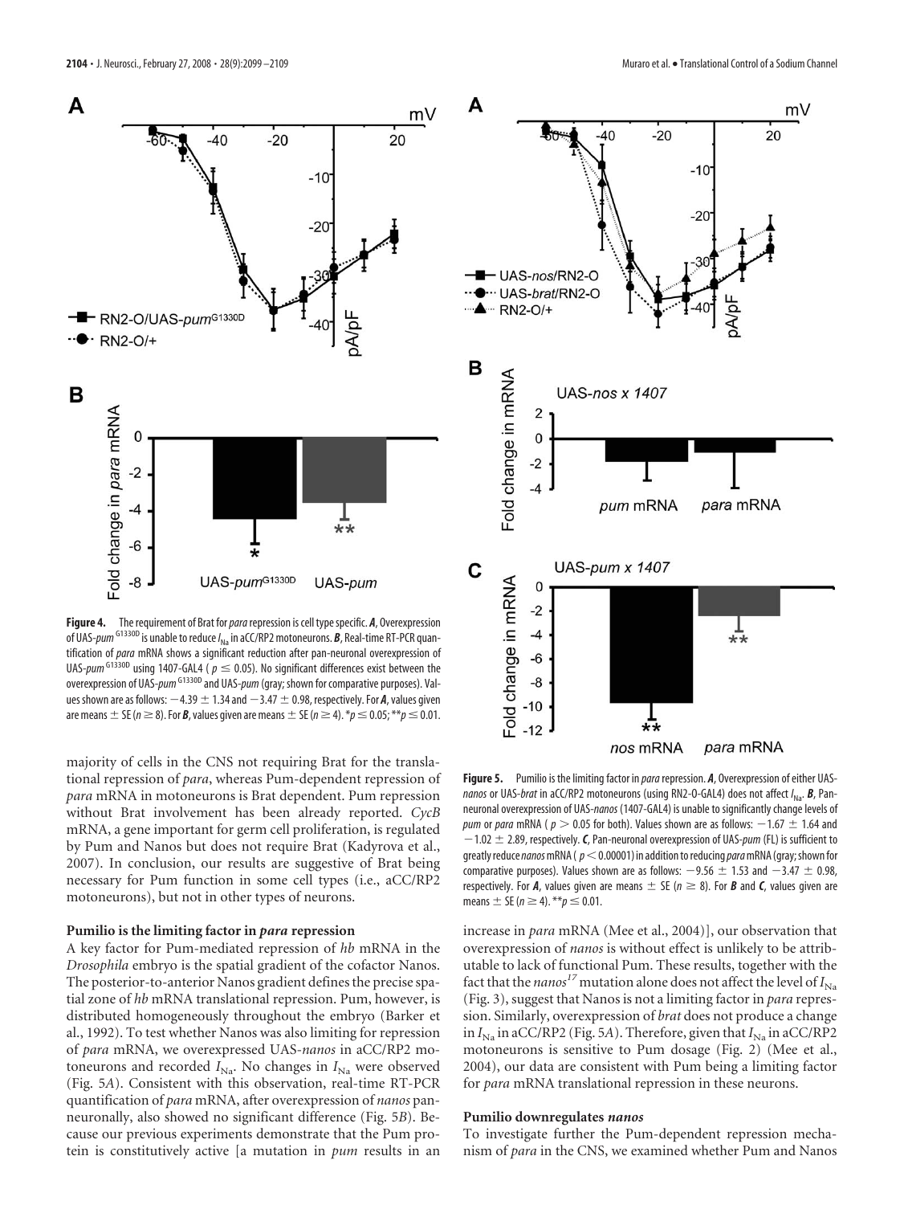**Figure 4.** The requirement of Brat for *para* repression is cell type specific. ***A***, Overexpression of UAS-*pum* $^{G1330D}$ is unable to reduce $I_{Na}$ in aCC/RP2 motoneurons. ***B***, Real-time RT-PCR quantification of *para* mRNA shows a significant reduction after pan-neuronal overexpression of UAS-*pum* $^{G1330D}$ using 1407-GAL4 ( $p \leq 0.05$). No significant differences exist between the overexpression of UAS-*pum* $^{G1330D}$ and UAS-*pum* (gray; shown for comparative purposes). Values shown are as follows: $-4.39 \pm 1.34$ and $-3.47 \pm 0.98$, respectively. For ***A***, values given are means $\pm$ SE ($n \geq 8$). For ***B***, values given are means $\pm$ SE ($n \geq 4$). $^*p \leq 0.05$; $^{**}p \leq 0.01$.

majority of cells in the CNS not requiring Brat for the translational repression of *para*, whereas Pum-dependent repression of *para* mRNA in motoneurons is Brat dependent. Pum repression without Brat involvement has been already reported. *CycB* mRNA, a gene important for germ cell proliferation, is regulated by Pum and Nanos but does not require Brat (Kadyrova et al., 2007). In conclusion, our results are suggestive of Brat being necessary for Pum function in some cell types (i.e., aCC/RP2 motoneurons), but not in other types of neurons.

### Pumilio is the limiting factor in *para* repression

A key factor for Pum-mediated repression of *hb* mRNA in the *Drosophila* embryo is the spatial gradient of the cofactor Nanos. The posterior-to-anterior Nanos gradient defines the precise spatial zone of *hb* mRNA translational repression. Pum, however, is distributed homogeneously throughout the embryo (Barker et al., 1992). To test whether Nanos was also limiting for repression of *para* mRNA, we overexpressed UAS-*nanos* in aCC/RP2 motoneurons and recorded $I_{Na}$. No changes in $I_{Na}$ were observed (Fig. 5*A*). Consistent with this observation, real-time RT-PCR quantification of *para* mRNA, after overexpression of *nanos* pan-neuronally, also showed no significant difference (Fig. 5*B*). Because our previous experiments demonstrate that the Pum protein is constitutively active [a mutation in *pum* results in an increase in *para* mRNA (Mee et al., 2004)], our observation that overexpression of *nanos* is without effect is unlikely to be attributable to lack of functional Pum. These results, together with the fact that the *nanos*$^{17}$ mutation alone does not affect the level of $I_{Na}$ (Fig. 3), suggest that Nanos is not a limiting factor in *para* repression. Similarly, overexpression of *brat* does not produce a change in $I_{Na}$ in aCC/RP2 (Fig. 5*A*). Therefore, given that $I_{Na}$ in aCC/RP2 motoneurons is sensitive to Pum dosage (Fig. 2) (Mee et al., 2004), our data are consistent with Pum being a limiting factor for *para* mRNA translational repression in these neurons.

**Figure 5.** Pumilio is the limiting factor in *para* repression. ***A***, Overexpression of either UAS-*nanos* or UAS-*brat* in aCC/RP2 motoneurons (using RN2-O-GAL4) does not affect $I_{Na}$. ***B***, Pan-neuronal overexpression of UAS-*nanos* (1407-GAL4) is unable to significantly change levels of *pum* or *para* mRNA ( $p > 0.05$ for both). Values shown are as follows: $-1.67 \pm 1.64$ and $-1.02 \pm 2.89$, respectively. ***C***, Pan-neuronal overexpression of UAS-*pum* (FL) is sufficient to greatly reduce *nanos* mRNA ( $p < 0.00001$) in addition to reducing *para* mRNA (gray; shown for comparative purposes). Values shown are as follows: $-9.56 \pm 1.53$ and $-3.47 \pm 0.98$, respectively. For ***A***, values given are means $\pm$ SE ($n \geq 8$). For ***B*** and ***C***, values given are means $\pm$ SE ($n \geq 4$). $^{**}p \leq 0.01$.

### Pumilio downregulates *nanos*

To investigate further the Pum-dependent repression mechanism of *para* in the CNS, we examined whether Pum and Nanos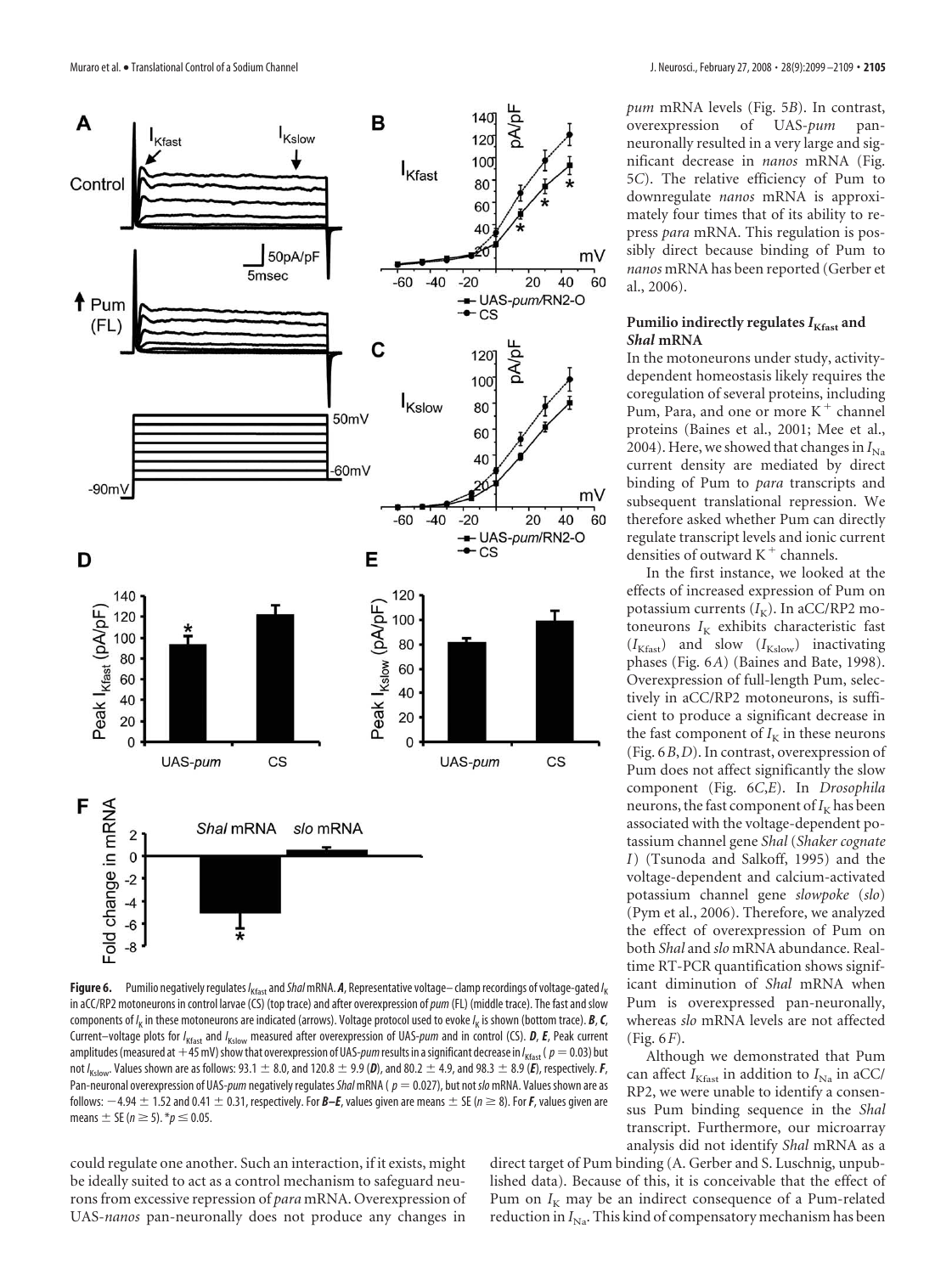**Figure 6.** Pumilio negatively regulates $I_{Kfast}$ and *Shal* mRNA. ***A***, Representative voltage–clamp recordings of voltage-gated $I_K$ in aCC/RP2 motoneurons in control larvae (CS) (top trace) and after overexpression of *pum* (FL) (middle trace). The fast and slow components of $I_K$ in these motoneurons are indicated (arrows). Voltage protocol used to evoke $I_K$ is shown (bottom trace). ***B***, ***C***, Current–voltage plots for $I_{Kfast}$ and $I_{Kslow}$ measured after overexpression of UAS-*pum* and in control (CS). ***D***, ***E***, Peak current amplitudes (measured at +45 mV) show that overexpression of UAS-*pum* results in a significant decrease in $I_{Kfast}$ ($p = 0.03$) but not $I_{Kslow}$. Values shown are as follows: 93.1 ± 8.0, and 120.8 ± 9.9 (***D***), and 80.2 ± 4.9, and 98.3 ± 8.9 (***E***), respectively. ***F***, Pan-neuronal overexpression of UAS-*pum* negatively regulates *Shal* mRNA ($p = 0.027$), but not *slo* mRNA. Values shown are as follows: −4.94 ± 1.52 and 0.41 ± 0.31, respectively. For ***B–E***, values given are means ± SE ($n \geq 8$). For ***F***, values given are means ± SE ($n \geq 5$). *$p \leq 0.05$.

could regulate one another. Such an interaction, if it exists, might be ideally suited to act as a control mechanism to safeguard neurons from excessive repression of *para* mRNA. Overexpression of UAS-*nanos* pan-neuronally does not produce any changes in *pum* mRNA levels (Fig. 5*B*). In contrast, overexpression of UAS-*pum* pan-neuronally resulted in a very large and significant decrease in *nanos* mRNA (Fig. 5*C*). The relative efficiency of Pum to downregulate *nanos* mRNA is approximately four times that of its ability to repress *para* mRNA. This regulation is possibly direct because binding of Pum to *nanos* mRNA has been reported (Gerber et al., 2006).

### Pumilio indirectly regulates $I_{Kfast}$ and *Shal* mRNA

In the motoneurons under study, activity-dependent homeostasis likely requires the coregulation of several proteins, including Pum, Para, and one or more $K^+$ channel proteins (Baines et al., 2001; Mee et al., 2004). Here, we showed that changes in $I_{Na}$ current density are mediated by direct binding of Pum to *para* transcripts and subsequent translational repression. We therefore asked whether Pum can directly regulate transcript levels and ionic current densities of outward $K^+$ channels.

In the first instance, we looked at the effects of increased expression of Pum on potassium currents ($I_K$). In aCC/RP2 motoneurons $I_K$ exhibits characteristic fast ($I_{Kfast}$) and slow ($I_{Kslow}$) inactivating phases (Fig. 6*A*) (Baines and Bate, 1998). Overexpression of full-length Pum, selectively in aCC/RP2 motoneurons, is sufficient to produce a significant decrease in the fast component of $I_K$ in these neurons (Fig. 6*B*,*D*). In contrast, overexpression of Pum does not affect significantly the slow component (Fig. 6*C*,*E*). In *Drosophila* neurons, the fast component of $I_K$ has been associated with the voltage-dependent potassium channel gene *Shal* (*Shaker cognate I*) (Tsunoda and Salkoff, 1995) and the voltage-dependent and calcium-activated potassium channel gene *slowpoke* (*slo*) (Pym et al., 2006). Therefore, we analyzed the effect of overexpression of Pum on both *Shal* and *slo* mRNA abundance. Real-time RT-PCR quantification shows significant diminution of *Shal* mRNA when Pum is overexpressed pan-neuronally, whereas *slo* mRNA levels are not affected (Fig. 6*F*).

Although we demonstrated that Pum can affect $I_{Kfast}$ in addition to $I_{Na}$ in aCC/RP2, we were unable to identify a consensus Pum binding sequence in the *Shal* transcript. Furthermore, our microarray analysis did not identify *Shal* mRNA as a direct target of Pum binding (A. Gerber and S. Luschnig, unpublished data). Because of this, it is conceivable that the effect of Pum on $I_K$ may be an indirect consequence of a Pum-related reduction in $I_{Na}$. This kind of compensatory mechanism has been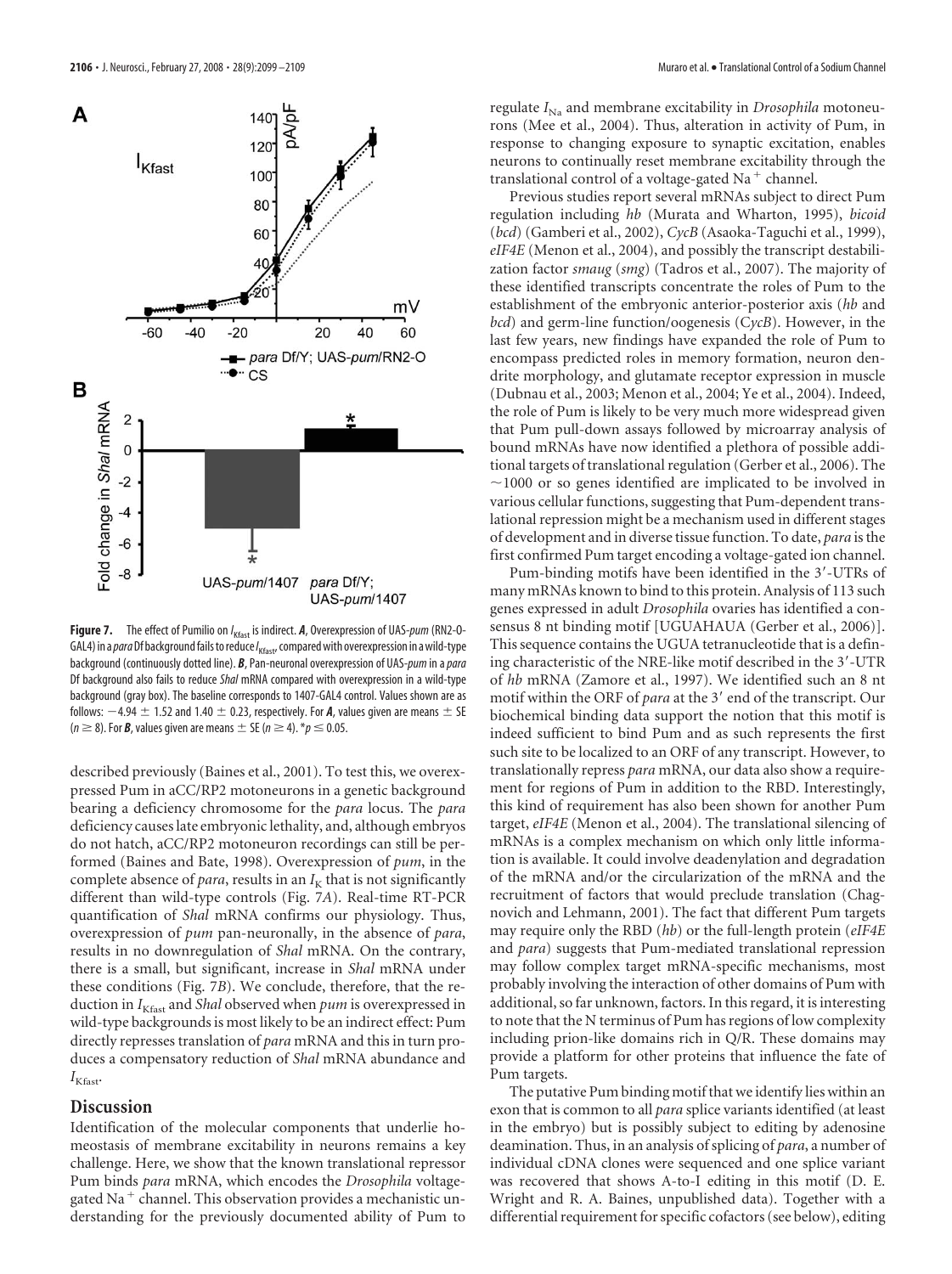**Figure 7.** The effect of Pumilio on $I_{Kfast}$ is indirect. ***A***, Overexpression of UAS-*pum* (RN2-O-GAL4) in a *para* Df background fails to reduce $I_{Kfast}$, compared with overexpression in a wild-type background (continuously dotted line). ***B***, Pan-neuronal overexpression of UAS-*pum* in a *para* Df background also fails to reduce *Shal* mRNA compared with overexpression in a wild-type background (gray box). The baseline corresponds to 1407-GAL4 control. Values shown are as follows: $-4.94 \pm 1.52$ and $1.40 \pm 0.23$, respectively. For ***A***, values given are means ± SE ($n \geq 8$). For ***B***, values given are means ± SE ($n \geq 4$). *$p \leq 0.05$.

described previously (Baines et al., 2001). To test this, we overexpressed Pum in aCC/RP2 motoneurons in a genetic background bearing a deficiency chromosome for the *para* locus. The *para* deficiency causes late embryonic lethality, and, although embryos do not hatch, aCC/RP2 motoneuron recordings can still be performed (Baines and Bate, 1998). Overexpression of *pum*, in the complete absence of *para*, results in an $I_K$ that is not significantly different than wild-type controls (Fig. 7*A*). Real-time RT-PCR quantification of *Shal* mRNA confirms our physiology. Thus, overexpression of *pum* pan-neuronally, in the absence of *para*, results in no downregulation of *Shal* mRNA. On the contrary, there is a small, but significant, increase in *Shal* mRNA under these conditions (Fig. 7*B*). We conclude, therefore, that the reduction in $I_{Kfast}$ and *Shal* observed when *pum* is overexpressed in wild-type backgrounds is most likely to be an indirect effect: Pum directly represses translation of *para* mRNA and this in turn produces a compensatory reduction of *Shal* mRNA abundance and $I_{Kfast}$.

## Discussion

Identification of the molecular components that underlie homeostasis of membrane excitability in neurons remains a key challenge. Here, we show that the known translational repressor Pum binds *para* mRNA, which encodes the *Drosophila* voltage-gated $Na^+$ channel. This observation provides a mechanistic understanding for the previously documented ability of Pum to regulate $I_{Na}$ and membrane excitability in *Drosophila* motoneurons (Mee et al., 2004). Thus, alteration in activity of Pum, in response to changing exposure to synaptic excitation, enables neurons to continually reset membrane excitability through the translational control of a voltage-gated $Na^+$ channel.

Previous studies report several mRNAs subject to direct Pum regulation including *hb* (Murata and Wharton, 1995), *bicoid* (*bcd*) (Gamberi et al., 2002), *CycB* (Asaoka-Taguchi et al., 1999), *eIF4E* (Menon et al., 2004), and possibly the transcript destabilization factor *smaug* (*smg*) (Tadros et al., 2007). The majority of these identified transcripts concentrate the roles of Pum to the establishment of the embryonic anterior-posterior axis (*hb* and *bcd*) and germ-line function/oogenesis (*CycB*). However, in the last few years, new findings have expanded the role of Pum to encompass predicted roles in memory formation, neuron dendrite morphology, and glutamate receptor expression in muscle (Dubnau et al., 2003; Menon et al., 2004; Ye et al., 2004). Indeed, the role of Pum is likely to be very much more widespread given that Pum pull-down assays followed by microarray analysis of bound mRNAs have now identified a plethora of possible additional targets of translational regulation (Gerber et al., 2006). The ~1000 or so genes identified are implicated to be involved in various cellular functions, suggesting that Pum-dependent translational repression might be a mechanism used in different stages of development and in diverse tissue function. To date, *para* is the first confirmed Pum target encoding a voltage-gated ion channel.

Pum-binding motifs have been identified in the 3′-UTRs of many mRNAs known to bind to this protein. Analysis of 113 such genes expressed in adult *Drosophila* ovaries has identified a consensus 8 nt binding motif [UGUAHAUA (Gerber et al., 2006)]. This sequence contains the UGUA tetranucleotide that is a defining characteristic of the NRE-like motif described in the 3′-UTR of *hb* mRNA (Zamore et al., 1997). We identified such an 8 nt motif within the ORF of *para* at the 3′ end of the transcript. Our biochemical binding data support the notion that this motif is indeed sufficient to bind Pum and as such represents the first such site to be localized to an ORF of any transcript. However, to translationally repress *para* mRNA, our data also show a requirement for regions of Pum in addition to the RBD. Interestingly, this kind of requirement has also been shown for another Pum target, *eIF4E* (Menon et al., 2004). The translational silencing of mRNAs is a complex mechanism on which only little information is available. It could involve deadenylation and degradation of the mRNA and/or the circularization of the mRNA and the recruitment of factors that would preclude translation (Chagnovich and Lehmann, 2001). The fact that different Pum targets may require only the RBD (*hb*) or the full-length protein (*eIF4E* and *para*) suggests that Pum-mediated translational repression may follow complex target mRNA-specific mechanisms, most probably involving the interaction of other domains of Pum with additional, so far unknown, factors. In this regard, it is interesting to note that the N terminus of Pum has regions of low complexity including prion-like domains rich in Q/R. These domains may provide a platform for other proteins that influence the fate of Pum targets.

The putative Pum binding motif that we identify lies within an exon that is common to all *para* splice variants identified (at least in the embryo) but is possibly subject to editing by adenosine deamination. Thus, in an analysis of splicing of *para*, a number of individual cDNA clones were sequenced and one splice variant was recovered that shows A-to-I editing in this motif (D. E. Wright and R. A. Baines, unpublished data). Together with a differential requirement for specific cofactors (see below), editing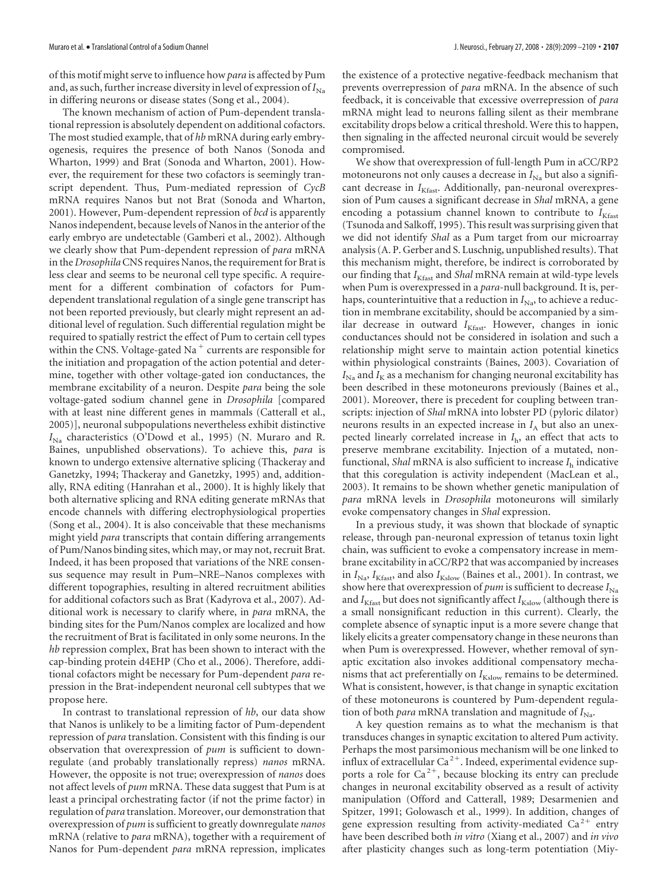of this motif might serve to influence how *para* is affected by Pum and, as such, further increase diversity in level of expression of $I_{Na}$ in differing neurons or disease states (Song et al., 2004).

The known mechanism of action of Pum-dependent translational repression is absolutely dependent on additional cofactors. The most studied example, that of *hb* mRNA during early embryogenesis, requires the presence of both Nanos (Sonoda and Wharton, 1999) and Brat (Sonoda and Wharton, 2001). However, the requirement for these two cofactors is seemingly transcript dependent. Thus, Pum-mediated repression of *CycB* mRNA requires Nanos but not Brat (Sonoda and Wharton, 2001). However, Pum-dependent repression of *bcd* is apparently Nanos independent, because levels of Nanos in the anterior of the early embryo are undetectable (Gamberi et al., 2002). Although we clearly show that Pum-dependent repression of *para* mRNA in the *Drosophila* CNS requires Nanos, the requirement for Brat is less clear and seems to be neuronal cell type specific. A requirement for a different combination of cofactors for Pum-dependent translational regulation of a single gene transcript has not been reported previously, but clearly might represent an additional level of regulation. Such differential regulation might be required to spatially restrict the effect of Pum to certain cell types within the CNS. Voltage-gated $Na^+$ currents are responsible for the initiation and propagation of the action potential and determine, together with other voltage-gated ion conductances, the membrane excitability of a neuron. Despite *para* being the sole voltage-gated sodium channel gene in *Drosophila* [compared with at least nine different genes in mammals (Catterall et al., 2005)], neuronal subpopulations nevertheless exhibit distinctive $I_{Na}$ characteristics (O'Dowd et al., 1995) (N. Muraro and R. Baines, unpublished observations). To achieve this, *para* is known to undergo extensive alternative splicing (Thackeray and Ganetzky, 1994; Thackeray and Ganetzky, 1995) and, additionally, RNA editing (Hanrahan et al., 2000). It is highly likely that both alternative splicing and RNA editing generate mRNAs that encode channels with differing electrophysiological properties (Song et al., 2004). It is also conceivable that these mechanisms might yield *para* transcripts that contain differing arrangements of Pum/Nanos binding sites, which may, or may not, recruit Brat. Indeed, it has been proposed that variations of the NRE consensus sequence may result in Pum–NRE–Nanos complexes with different topographies, resulting in altered recruitment abilities for additional cofactors such as Brat (Kadyrova et al., 2007). Additional work is necessary to clarify where, in *para* mRNA, the binding sites for the Pum/Nanos complex are localized and how the recruitment of Brat is facilitated in only some neurons. In the *hb* repression complex, Brat has been shown to interact with the cap-binding protein d4EHP (Cho et al., 2006). Therefore, additional cofactors might be necessary for Pum-dependent *para* repression in the Brat-independent neuronal cell subtypes that we propose here.

In contrast to translational repression of *hb*, our data show that Nanos is unlikely to be a limiting factor of Pum-dependent repression of *para* translation. Consistent with this finding is our observation that overexpression of *pum* is sufficient to downregulate (and probably translationally repress) *nanos* mRNA. However, the opposite is not true; overexpression of *nanos* does not affect levels of *pum* mRNA. These data suggest that Pum is at least a principal orchestrating factor (if not the prime factor) in regulation of *para* translation. Moreover, our demonstration that overexpression of *pum* is sufficient to greatly downregulate *nanos* mRNA (relative to *para* mRNA), together with a requirement of Nanos for Pum-dependent *para* mRNA repression, implicates the existence of a protective negative-feedback mechanism that prevents overrepression of *para* mRNA. In the absence of such feedback, it is conceivable that excessive overrepression of *para* mRNA might lead to neurons falling silent as their membrane excitability drops below a critical threshold. Were this to happen, then signaling in the affected neuronal circuit would be severely compromised.

We show that overexpression of full-length Pum in aCC/RP2 motoneurons not only causes a decrease in $I_{Na}$ but also a significant decrease in $I_{Kfast}$. Additionally, pan-neuronal overexpression of Pum causes a significant decrease in *Shal* mRNA, a gene encoding a potassium channel known to contribute to $I_{Kfast}$ (Tsunoda and Salkoff, 1995). This result was surprising given that we did not identify *Shal* as a Pum target from our microarray analysis (A. P. Gerber and S. Luschnig, unpublished results). That this mechanism might, therefore, be indirect is corroborated by our finding that $I_{Kfast}$ and *Shal* mRNA remain at wild-type levels when Pum is overexpressed in a *para*-null background. It is, perhaps, counterintuitive that a reduction in $I_{Na}$, to achieve a reduction in membrane excitability, should be accompanied by a similar decrease in outward $I_{Kfast}$. However, changes in ionic conductances should not be considered in isolation and such a relationship might serve to maintain action potential kinetics within physiological constraints (Baines, 2003). Covariation of $I_{Na}$ and $I_K$ as a mechanism for changing neuronal excitability has been described in these motoneurons previously (Baines et al., 2001). Moreover, there is precedent for coupling between transcripts: injection of *Shal* mRNA into lobster PD (pyloric dilator) neurons results in an expected increase in $I_A$ but also an unexpected linearly correlated increase in $I_h$, an effect that acts to preserve membrane excitability. Injection of a mutated, nonfunctional, *Shal* mRNA is also sufficient to increase $I_h$ indicative that this coregulation is activity independent (MacLean et al., 2003). It remains to be shown whether genetic manipulation of *para* mRNA levels in *Drosophila* motoneurons will similarly evoke compensatory changes in *Shal* expression.

In a previous study, it was shown that blockade of synaptic release, through pan-neuronal expression of tetanus toxin light chain, was sufficient to evoke a compensatory increase in membrane excitability in aCC/RP2 that was accompanied by increases in $I_{Na}$, $I_{Kfast}$, and also $I_{Kslow}$ (Baines et al., 2001). In contrast, we show here that overexpression of *pum* is sufficient to decrease $I_{Na}$ and $I_{Kfast}$ but does not significantly affect $I_{Kslow}$ (although there is a small nonsignificant reduction in this current). Clearly, the complete absence of synaptic input is a more severe change that likely elicits a greater compensatory change in these neurons than when Pum is overexpressed. However, whether removal of synaptic excitation also invokes additional compensatory mechanisms that act preferentially on $I_{Kslow}$ remains to be determined. What is consistent, however, is that change in synaptic excitation of these motoneurons is countered by Pum-dependent regulation of both *para* mRNA translation and magnitude of $I_{Na}$.

A key question remains as to what the mechanism is that transduces changes in synaptic excitation to altered Pum activity. Perhaps the most parsimonious mechanism will be one linked to influx of extracellular $Ca^{2+}$. Indeed, experimental evidence supports a role for $Ca^{2+}$, because blocking its entry can preclude changes in neuronal excitability observed as a result of activity manipulation (Offord and Catterall, 1989; Desarmenien and Spitzer, 1991; Golowasch et al., 1999). In addition, changes of gene expression resulting from activity-mediated $Ca^{2+}$ entry have been described both *in vitro* (Xiang et al., 2007) and *in vivo* after plasticity changes such as long-term potentiation (Miy-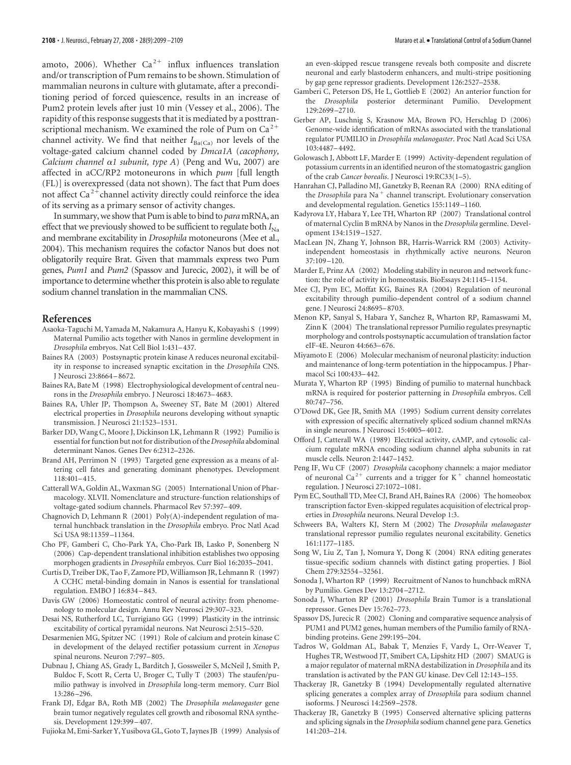amoto, 2006). Whether $Ca^{2+}$ influx influences translation and/or transcription of Pum remains to be shown. Stimulation of mammalian neurons in culture with glutamate, after a preconditioning period of forced quiescence, results in an increase of Pum2 protein levels after just 10 min (Vessey et al., 2006). The rapidity of this response suggests that it is mediated by a posttranscriptional mechanism. We examined the role of Pum on $Ca^{2+}$ channel activity. We find that neither $I_{Ba(Ca)}$ nor levels of the voltage-gated calcium channel coded by *Dmca1A* (*cacophony, Calcium channel α1 subunit, type A*) (Peng and Wu, 2007) are affected in aCC/RP2 motoneurons in which *pum* [full length (FL)] is overexpressed (data not shown). The fact that Pum does not affect $Ca^{2+}$channel activity directly could reinforce the idea of its serving as a primary sensor of activity changes.

In summary, we show that Pum is able to bind to *para* mRNA, an effect that we previously showed to be sufficient to regulate both $I_{Na}$ and membrane excitability in *Drosophila* motoneurons (Mee et al., 2004). This mechanism requires the cofactor Nanos but does not obligatorily require Brat. Given that mammals express two Pum genes, *Pum1* and *Pum2* (Spassov and Jurecic, 2002), it will be of importance to determine whether this protein is also able to regulate sodium channel translation in the mammalian CNS.

## References

Asaoka-Taguchi M, Yamada M, Nakamura A, Hanyu K, Kobayashi S (1999) Maternal Pumilio acts together with Nanos in germline development in *Drosophila* embryos. Nat Cell Biol 1:431–437.

Baines RA (2003) Postsynaptic protein kinase A reduces neuronal excitability in response to increased synaptic excitation in the *Drosophila* CNS. J Neurosci 23:8664–8672.

Baines RA, Bate M (1998) Electrophysiological development of central neurons in the *Drosophila* embryo. J Neurosci 18:4673–4683.

Baines RA, Uhler JP, Thompson A, Sweeney ST, Bate M (2001) Altered electrical properties in *Drosophila* neurons developing without synaptic transmission. J Neurosci 21:1523–1531.

Barker DD, Wang C, Moore J, Dickinson LK, Lehmann R (1992) Pumilio is essential for function but not for distribution of the *Drosophila* abdominal determinant Nanos. Genes Dev 6:2312–2326.

Brand AH, Perrimon N (1993) Targeted gene expression as a means of altering cell fates and generating dominant phenotypes. Development 118:401–415.

Catterall WA, Goldin AL, Waxman SG (2005) International Union of Pharmacology. XLVII. Nomenclature and structure-function relationships of voltage-gated sodium channels. Pharmacol Rev 57:397–409.

Chagnovich D, Lehmann R (2001) Poly(A)-independent regulation of maternal hunchback translation in the *Drosophila* embryo. Proc Natl Acad Sci USA 98:11359–11364.

Cho PF, Gamberi C, Cho-Park YA, Cho-Park IB, Lasko P, Sonenberg N (2006) Cap-dependent translational inhibition establishes two opposing morphogen gradients in *Drosophila* embryos. Curr Biol 16:2035–2041.

Curtis D, Treiber DK, Tao F, Zamore PD, Williamson JR, Lehmann R (1997) A CCHC metal-binding domain in Nanos is essential for translational regulation. EMBO J 16:834–843.

Davis GW (2006) Homeostatic control of neural activity: from phenomenology to molecular design. Annu Rev Neurosci 29:307–323.

Desai NS, Rutherford LC, Turrigiano GG (1999) Plasticity in the intrinsic excitability of cortical pyramidal neurons. Nat Neurosci 2:515–520.

Desarmenien MG, Spitzer NC (1991) Role of calcium and protein kinase C in development of the delayed rectifier potassium current in *Xenopus* spinal neurons. Neuron 7:797–805.

Dubnau J, Chiang AS, Grady L, Barditch J, Gossweiler S, McNeil J, Smith P, Buldoc F, Scott R, Certa U, Broger C, Tully T (2003) The staufen/pumilio pathway is involved in *Drosophila* long-term memory. Curr Biol 13:286–296.

Frank DJ, Edgar BA, Roth MB (2002) The *Drosophila melanogaster* gene brain tumor negatively regulates cell growth and ribosomal RNA synthesis. Development 129:399–407.

Fujioka M, Emi-Sarker Y, Yusibova GL, Goto T, Jaynes JB (1999) Analysis of an even-skipped rescue transgene reveals both composite and discrete neuronal and early blastoderm enhancers, and multi-stripe positioning by gap gene repressor gradients. Development 126:2527–2538.

Gamberi C, Peterson DS, He L, Gottlieb E (2002) An anterior function for the *Drosophila* posterior determinant Pumilio. Development 129:2699–2710.

Gerber AP, Luschnig S, Krasnow MA, Brown PO, Herschlag D (2006) Genome-wide identification of mRNAs associated with the translational regulator PUMILIO in *Drosophila melanogaster*. Proc Natl Acad Sci USA 103:4487–4492.

Golowasch J, Abbott LF, Marder E (1999) Activity-dependent regulation of potassium currents in an identified neuron of the stomatogastric ganglion of the crab *Cancer borealis*. J Neurosci 19:RC33(1–5).

Hanrahan CJ, Palladino MJ, Ganetzky B, Reenan RA (2000) RNA editing of the *Drosophila* para $Na^+$ channel transcript. Evolutionary conservation and developmental regulation. Genetics 155:1149–1160.

Kadyrova LY, Habara Y, Lee TH, Wharton RP (2007) Translational control of maternal Cyclin B mRNA by Nanos in the *Drosophila* germline. Development 134:1519–1527.

MacLean JN, Zhang Y, Johnson BR, Harris-Warrick RM (2003) Activity-independent homeostasis in rhythmically active neurons. Neuron 37:109–120.

Marder E, Prinz AA (2002) Modeling stability in neuron and network function: the role of activity in homeostasis. BioEssays 24:1145–1154.

Mee CJ, Pym EC, Moffat KG, Baines RA (2004) Regulation of neuronal excitability through pumilio-dependent control of a sodium channel gene. J Neurosci 24:8695–8703.

Menon KP, Sanyal S, Habara Y, Sanchez R, Wharton RP, Ramaswami M, Zinn K (2004) The translational repressor Pumilio regulates presynaptic morphology and controls postsynaptic accumulation of translation factor eIF-4E. Neuron 44:663–676.

Miyamoto E (2006) Molecular mechanism of neuronal plasticity: induction and maintenance of long-term potentiation in the hippocampus. J Pharmacol Sci 100:433–442.

Murata Y, Wharton RP (1995) Binding of pumilio to maternal hunchback mRNA is required for posterior patterning in *Drosophila* embryos. Cell 80:747–756.

O'Dowd DK, Gee JR, Smith MA (1995) Sodium current density correlates with expression of specific alternatively spliced sodium channel mRNAs in single neurons. J Neurosci 15:4005–4012.

Offord J, Catterall WA (1989) Electrical activity, cAMP, and cytosolic calcium regulate mRNA encoding sodium channel alpha subunits in rat muscle cells. Neuron 2:1447–1452.

Peng IF, Wu CF (2007) *Drosophila* cacophony channels: a major mediator of neuronal $Ca^{2+}$ currents and a trigger for $K^+$ channel homeostatic regulation. J Neurosci 27:1072–1081.

Pym EC, Southall TD, Mee CJ, Brand AH, Baines RA (2006) The homeobox transcription factor Even-skipped regulates acquisition of electrical properties in *Drosophila* neurons. Neural Develop 1:3.

Schweers BA, Walters KJ, Stern M (2002) The *Drosophila melanogaster* translational repressor pumilio regulates neuronal excitability. Genetics 161:1177–1185.

Song W, Liu Z, Tan J, Nomura Y, Dong K (2004) RNA editing generates tissue-specific sodium channels with distinct gating properties. J Biol Chem 279:32554–32561.

Sonoda J, Wharton RP (1999) Recruitment of Nanos to hunchback mRNA by Pumilio. Genes Dev 13:2704–2712.

Sonoda J, Wharton RP (2001) *Drosophila* Brain Tumor is a translational repressor. Genes Dev 15:762–773.

Spassov DS, Jurecic R (2002) Cloning and comparative sequence analysis of PUM1 and PUM2 genes, human members of the Pumilio family of RNA-binding proteins. Gene 299:195–204.

Tadros W, Goldman AL, Babak T, Menzies F, Vardy L, Orr-Weaver T, Hughes TR, Westwood JT, Smibert CA, Lipshitz HD (2007) SMAUG is a major regulator of maternal mRNA destabilization in *Drosophila* and its translation is activated by the PAN GU kinase. Dev Cell 12:143–155.

Thackeray JR, Ganetzky B (1994) Developmentally regulated alternative splicing generates a complex array of *Drosophila* para sodium channel isoforms. J Neurosci 14:2569–2578.

Thackeray JR, Ganetzky B (1995) Conserved alternative splicing patterns and splicing signals in the *Drosophila* sodium channel gene para. Genetics 141:203–214.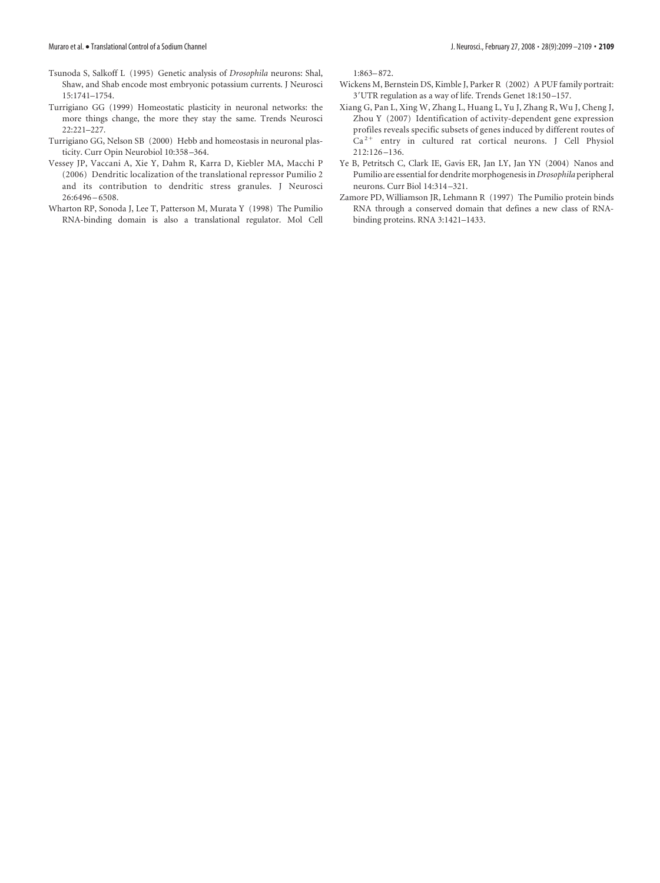Tsunoda S, Salkoff L (1995) Genetic analysis of *Drosophila* neurons: Shal, Shaw, and Shab encode most embryonic potassium currents. J Neurosci 15:1741–1754.

Turrigiano GG (1999) Homeostatic plasticity in neuronal networks: the more things change, the more they stay the same. Trends Neurosci 22:221–227.

Turrigiano GG, Nelson SB (2000) Hebb and homeostasis in neuronal plasticity. Curr Opin Neurobiol 10:358–364.

Vessey JP, Vaccani A, Xie Y, Dahm R, Karra D, Kiebler MA, Macchi P (2006) Dendritic localization of the translational repressor Pumilio 2 and its contribution to dendritic stress granules. J Neurosci 26:6496–6508.

Wharton RP, Sonoda J, Lee T, Patterson M, Murata Y (1998) The Pumilio RNA-binding domain is also a translational regulator. Mol Cell 1:863–872.

Wickens M, Bernstein DS, Kimble J, Parker R (2002) A PUF family portrait: 3′UTR regulation as a way of life. Trends Genet 18:150–157.

Xiang G, Pan L, Xing W, Zhang L, Huang L, Yu J, Zhang R, Wu J, Cheng J, Zhou Y (2007) Identification of activity-dependent gene expression profiles reveals specific subsets of genes induced by different routes of $Ca^{2+}$ entry in cultured rat cortical neurons. J Cell Physiol 212:126–136.

Ye B, Petritsch C, Clark IE, Gavis ER, Jan LY, Jan YN (2004) Nanos and Pumilio are essential for dendrite morphogenesis in *Drosophila* peripheral neurons. Curr Biol 14:314–321.

Zamore PD, Williamson JR, Lehmann R (1997) The Pumilio protein binds RNA through a conserved domain that defines a new class of RNA-binding proteins. RNA 3:1421–1433.